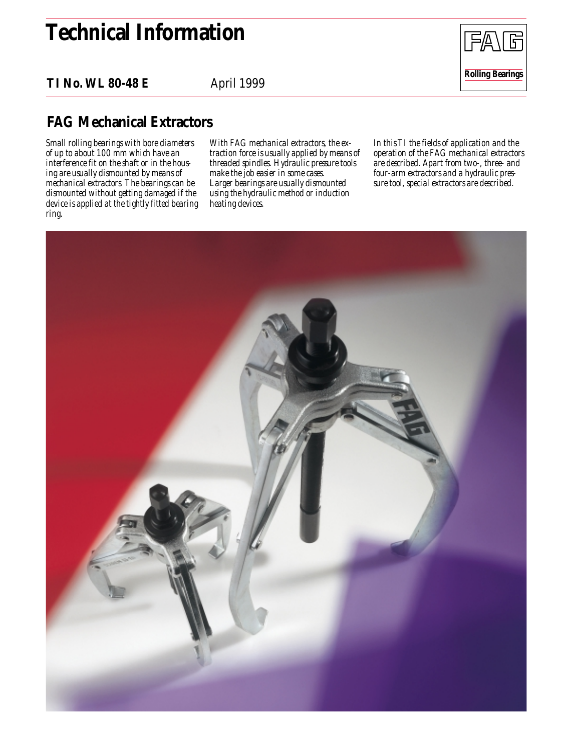# Technical Information

**TI No. WL 80-48 E** April 1999

**Rolling Bearings**

## FAG Mechanical Extractors

*Small rolling bearings with bore diameters of up to about 100 mm which have an interference fit on the shaft or in the housing are usually dismounted by means of mechanical extractors. The bearings can be dismounted without getting damaged if the device is applied at the tightly fitted bearing ring.*

*With FAG mechanical extractors, the extraction force is usually applied by means of threaded spindles. Hydraulic pressure tools make the job easier in some cases. Larger bearings are usually dismounted using the hydraulic method or induction heating devices.*

*In this TI the fields of application and the operation of the FAG mechanical extractors are described. Apart from two-, three- and four-arm extractors and a hydraulic pressure tool, special extractors are described.*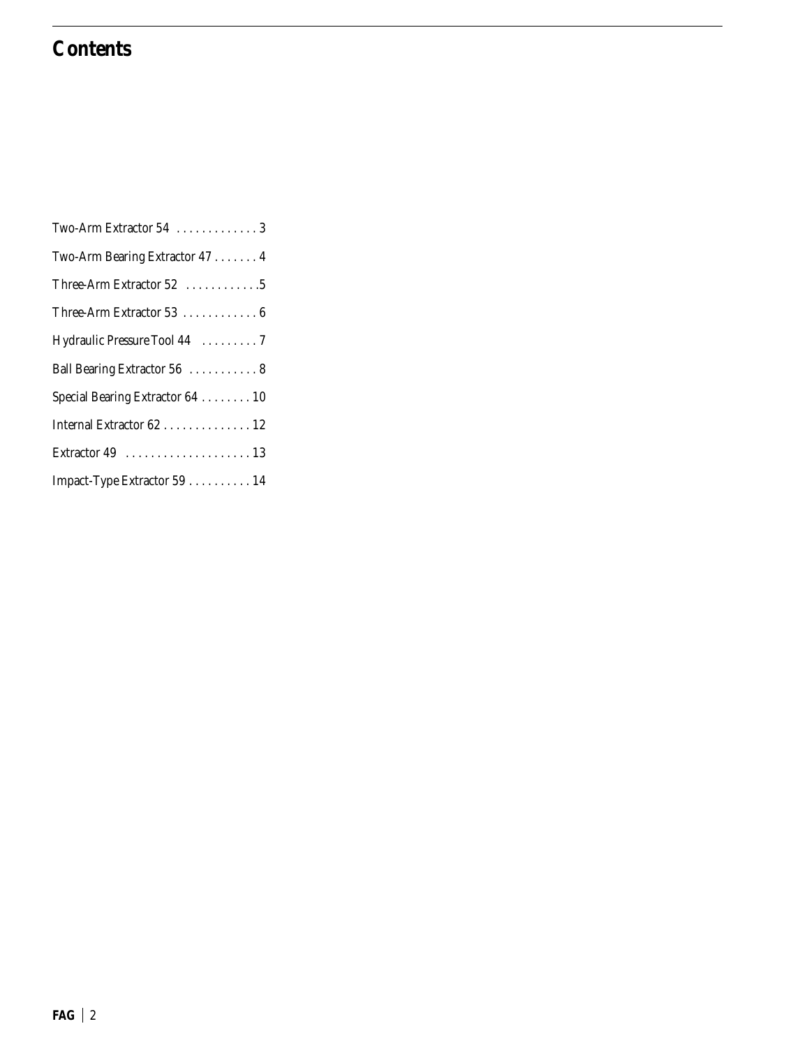# Contents

Two-Arm Extractor 54 . . . . . . . . . . . . . 3

Two-Arm Bearing Extractor 47 . . . . . . . 4

Three-Arm Extractor 52 . . . . . . . . . . . .5

Three-Arm Extractor 53 . . . . . . . . . . . . 6

Hydraulic Pressure Tool 44 . . . . . . . . . 7

Ball Bearing Extractor 56 . . . . . . . . . . . 8

Special Bearing Extractor 64 . . . . . . . . 10

Internal Extractor 62 . . . . . . . . . . . . . . 12

Extractor 49 . . . . . . . . . . . . . . . . . . . . 13

Impact-Type Extractor 59 . . . . . . . . . . 14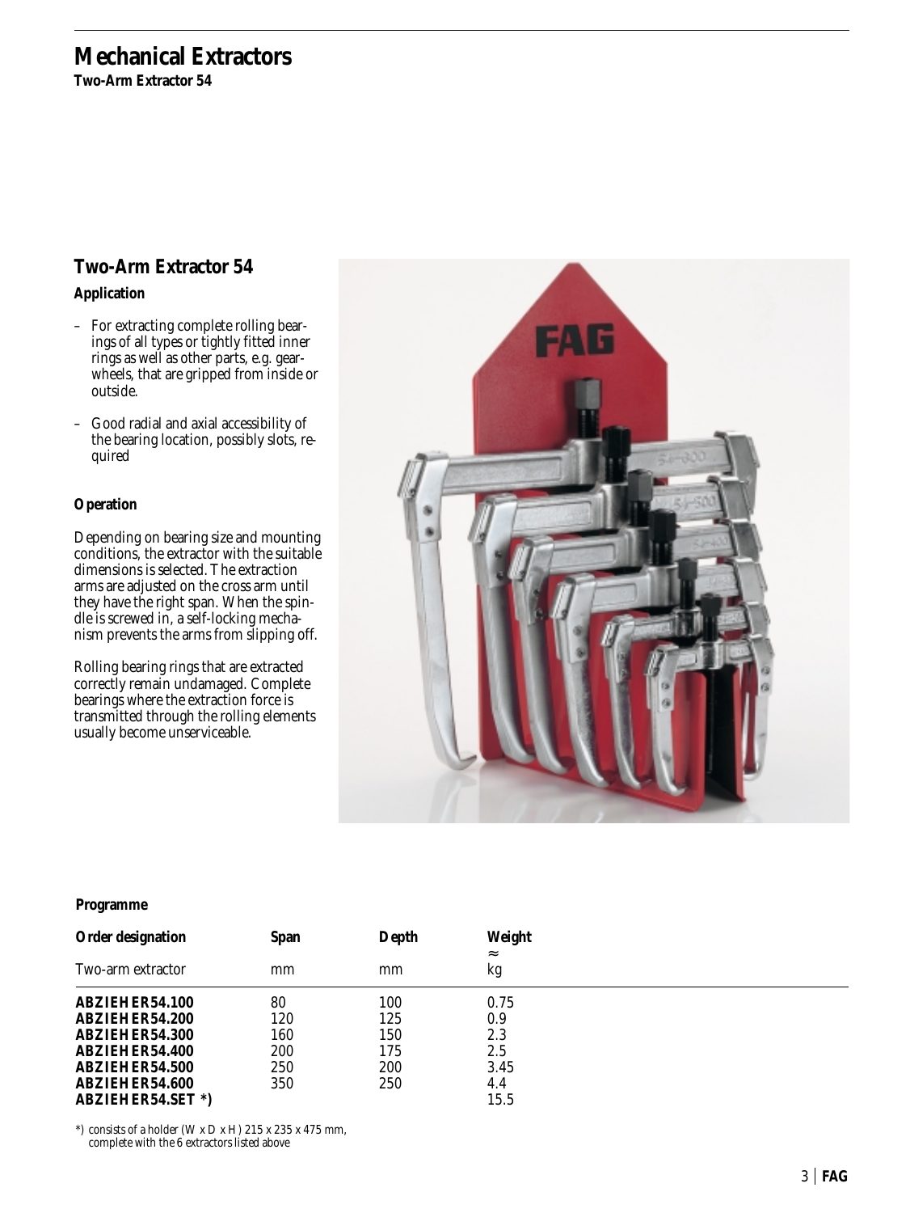# Mechanical Extractors

**Two-Arm Extractor 54**

## Two-Arm Extractor 54

### Application

- For extracting complete rolling bearings of all types or tightly fitted inner rings as well as other parts, e.g. gearwheels, that are gripped from inside or outside.
- Good radial and axial accessibility of the bearing location, possibly slots, required

### Operation

Depending on bearing size and mounting conditions, the extractor with the suitable dimensions is selected. The extraction arms are adjusted on the cross arm until they have the right span. When the spindle is screwed in, a self-locking mechanism prevents the arms from slipping off.

Rolling bearing rings that are extracted correctly remain undamaged. Complete bearings where the extraction force is transmitted through the rolling elements usually become unserviceable.

### Programme

| Order designation | Span | Depth | Weight ≈ |
|---|---|---|---|
| Two-arm extractor | mm | mm | kg |
| **ABZIEHER54.100** | 80 | 100 | 0.75 |
| **ABZIEHER54.200** | 120 | 125 | 0.9 |
| **ABZIEHER54.300** | 160 | 150 | 2.3 |
| **ABZIEHER54.400** | 200 | 175 | 2.5 |
| **ABZIEHER54.500** | 250 | 200 | 3.45 |
| **ABZIEHER54.600** | 350 | 250 | 4.4 |
| **ABZIEHER54.SET \*)** | | | 15.5 |

*) consists of a holder (W x D x H) 215 x 235 x 475 mm, complete with the 6 extractors listed above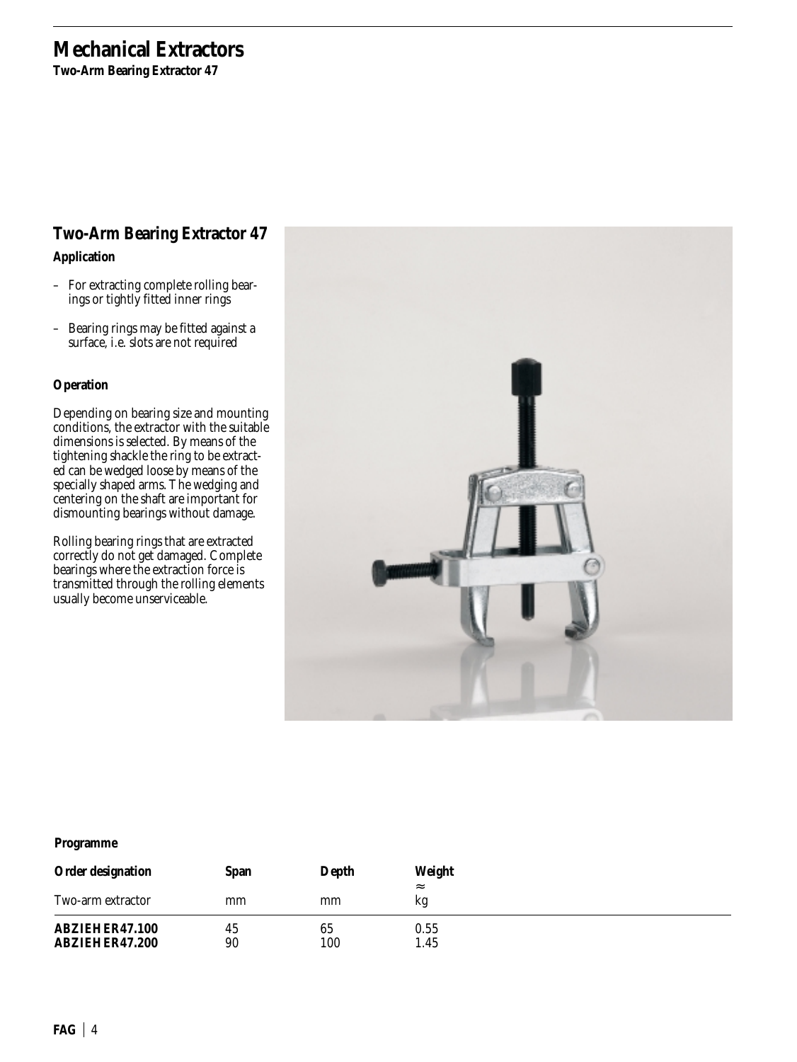# Mechanical Extractors

**Two-Arm Bearing Extractor 47**

## Two-Arm Bearing Extractor 47

**Application**

- For extracting complete rolling bearings or tightly fitted inner rings
- Bearing rings may be fitted against a surface, i.e. slots are not required

**Operation**

Depending on bearing size and mounting conditions, the extractor with the suitable dimensions is selected. By means of the tightening shackle the ring to be extracted can be wedged loose by means of the specially shaped arms. The wedging and centering on the shaft are important for dismounting bearings without damage.

Rolling bearing rings that are extracted correctly do not get damaged. Complete bearings where the extraction force is transmitted through the rolling elements usually become unserviceable.

**Programme**

| Order designation | Span | Depth | Weight ≈ |
|---|---|---|---|
| Two-arm extractor | mm | mm | kg |
| **ABZIEHER47.100** | 45 | 65 | 0.55 |
| **ABZIEHER47.200** | 90 | 100 | 1.45 |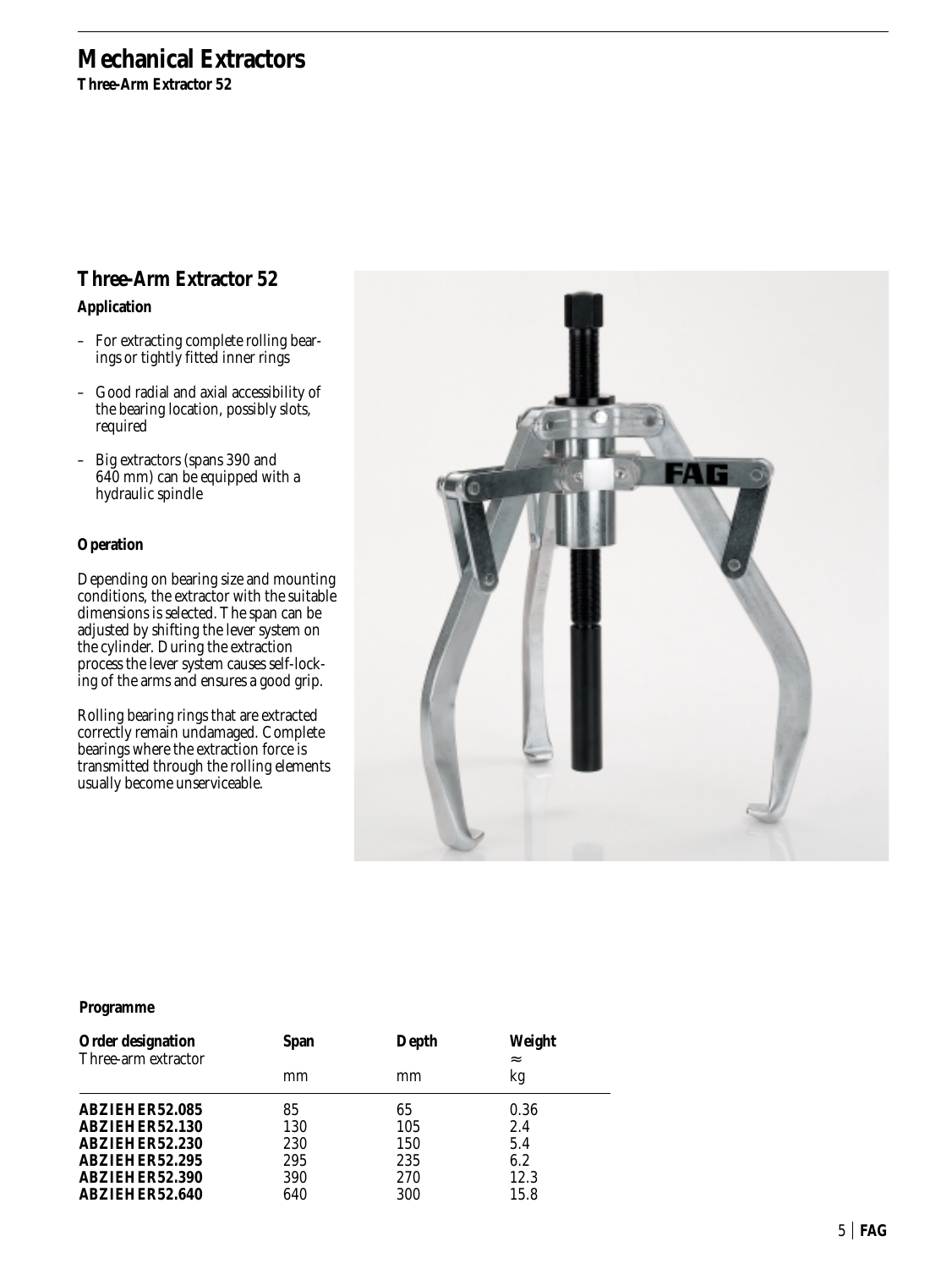# Mechanical Extractors

**Three-Arm Extractor 52**

## Three-Arm Extractor 52

### Application

- For extracting complete rolling bearings or tightly fitted inner rings
- Good radial and axial accessibility of the bearing location, possibly slots, required
- Big extractors (spans 390 and 640 mm) can be equipped with a hydraulic spindle

### Operation

Depending on bearing size and mounting conditions, the extractor with the suitable dimensions is selected. The span can be adjusted by shifting the lever system on the cylinder. During the extraction process the lever system causes self-locking of the arms and ensures a good grip.

Rolling bearing rings that are extracted correctly remain undamaged. Complete bearings where the extraction force is transmitted through the rolling elements usually become unserviceable.

### Programme

| Order designation Three-arm extractor | Span mm | Depth mm | Weight ≈ kg |
|---|---|---|---|
| **ABZIEHER52.085** | 85 | 65 | 0.36 |
| **ABZIEHER52.130** | 130 | 105 | 2.4 |
| **ABZIEHER52.230** | 230 | 150 | 5.4 |
| **ABZIEHER52.295** | 295 | 235 | 6.2 |
| **ABZIEHER52.390** | 390 | 270 | 12.3 |
| **ABZIEHER52.640** | 640 | 300 | 15.8 |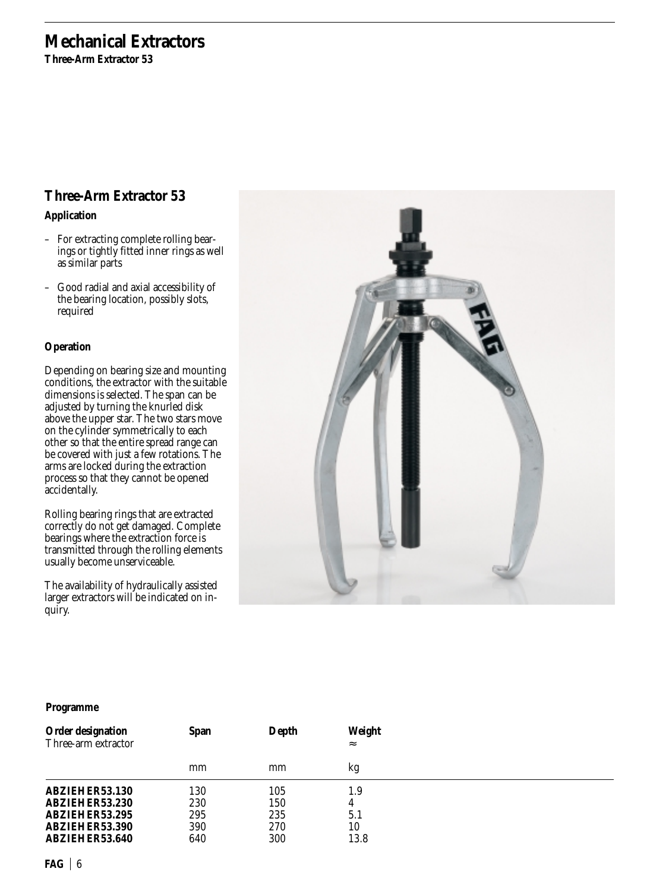# Mechanical Extractors

**Three-Arm Extractor 53**

## Three-Arm Extractor 53

**Application**

- For extracting complete rolling bearings or tightly fitted inner rings as well as similar parts
- Good radial and axial accessibility of the bearing location, possibly slots, required

**Operation**

Depending on bearing size and mounting conditions, the extractor with the suitable dimensions is selected. The span can be adjusted by turning the knurled disk above the upper star. The two stars move on the cylinder symmetrically to each other so that the entire spread range can be covered with just a few rotations. The arms are locked during the extraction process so that they cannot be opened accidentally.

Rolling bearing rings that are extracted correctly do not get damaged. Complete bearings where the extraction force is transmitted through the rolling elements usually become unserviceable.

The availability of hydraulically assisted larger extractors will be indicated on inquiry.

**Programme**

| **Order designation** Three-arm extractor | **Span** | **Depth** | **Weight** ≈ |
|---|---|---|---|
| | mm | mm | kg |
| **ABZIEHER53.130** | 130 | 105 | 1.9 |
| **ABZIEHER53.230** | 230 | 150 | 4 |
| **ABZIEHER53.295** | 295 | 235 | 5.1 |
| **ABZIEHER53.390** | 390 | 270 | 10 |
| **ABZIEHER53.640** | 640 | 300 | 13.8 |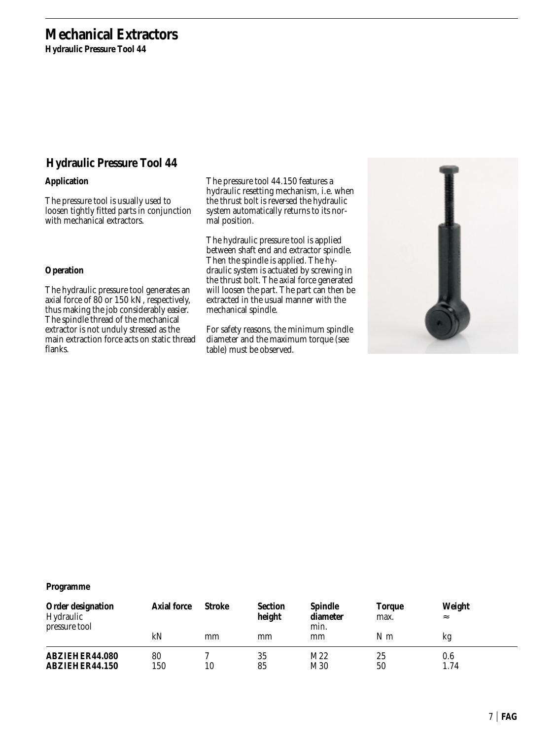# Mechanical Extractors

**Hydraulic Pressure Tool 44**

## Hydraulic Pressure Tool 44

**Application**

The pressure tool is usually used to loosen tightly fitted parts in conjunction with mechanical extractors.

**Operation**

The hydraulic pressure tool generates an axial force of 80 or 150 kN, respectively, thus making the job considerably easier. The spindle thread of the mechanical extractor is not unduly stressed as the main extraction force acts on static thread flanks.

The pressure tool 44.150 features a hydraulic resetting mechanism, i.e. when the thrust bolt is reversed the hydraulic system automatically returns to its normal position.

The hydraulic pressure tool is applied between shaft end and extractor spindle. Then the spindle is applied. The hydraulic system is actuated by screwing in the thrust bolt. The axial force generated will loosen the part. The part can then be extracted in the usual manner with the mechanical spindle.

For safety reasons, the minimum spindle diameter and the maximum torque (see table) must be observed.

**Programme**

| **Order designation** Hydraulic pressure tool | **Axial force** kN | **Stroke** mm | **Section height** mm | **Spindle diameter** min. mm | **Torque** max. N m | **Weight** ≈ kg |
|---|---|---|---|---|---|---|
| **ABZIEHER44.080** | 80 | 7 | 35 | M22 | 25 | 0.6 |
| **ABZIEHER44.150** | 150 | 10 | 85 | M30 | 50 | 1.74 |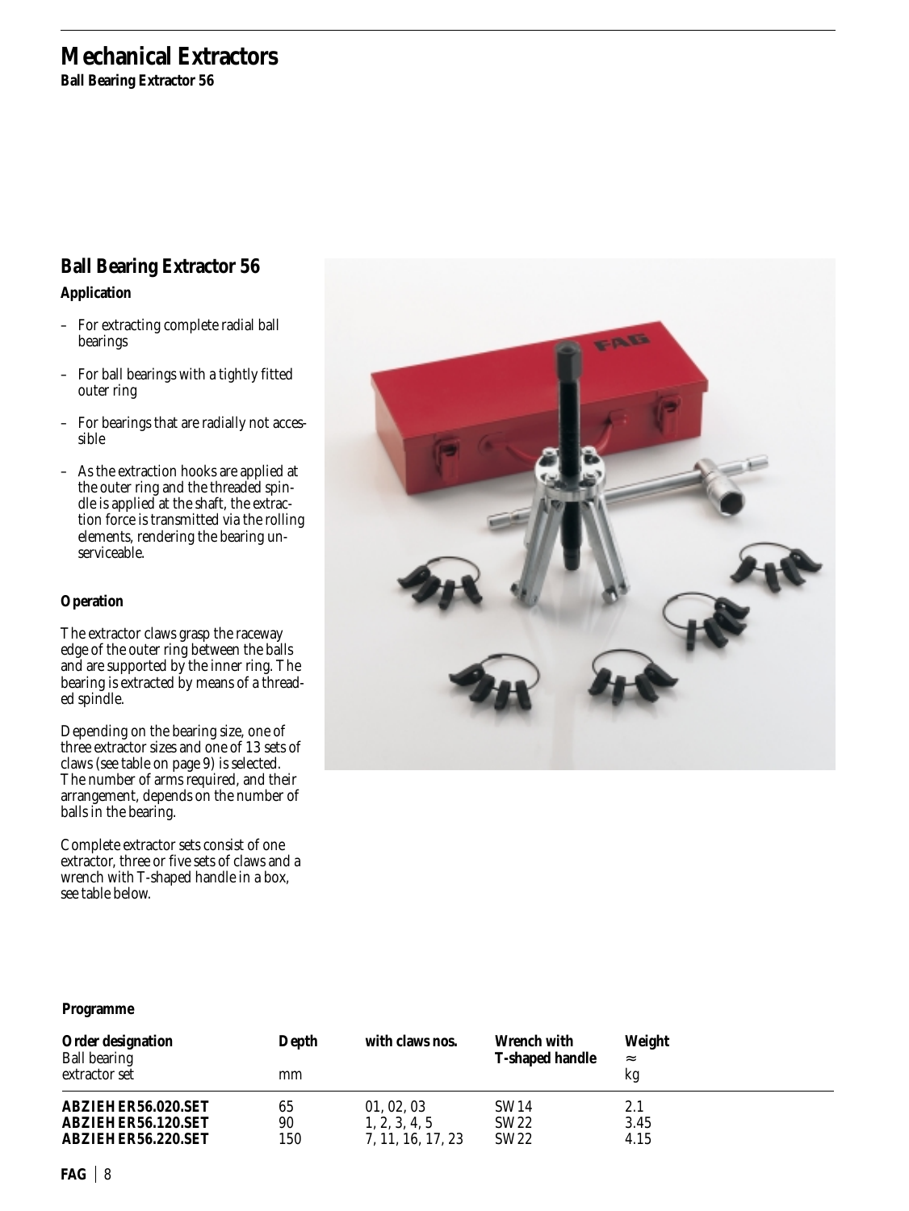# Mechanical Extractors

**Ball Bearing Extractor 56**

## Ball Bearing Extractor 56

**Application**

- For extracting complete radial ball bearings
- For ball bearings with a tightly fitted outer ring
- For bearings that are radially not accessible
- As the extraction hooks are applied at the outer ring and the threaded spindle is applied at the shaft, the extraction force is transmitted via the rolling elements, rendering the bearing unserviceable.

**Operation**

The extractor claws grasp the raceway edge of the outer ring between the balls and are supported by the inner ring. The bearing is extracted by means of a threaded spindle.

Depending on the bearing size, one of three extractor sizes and one of 13 sets of claws (see table on page 9) is selected. The number of arms required, and their arrangement, depends on the number of balls in the bearing.

Complete extractor sets consist of one extractor, three or five sets of claws and a wrench with T-shaped handle in a box, see table below.

**Programme**

| **Order designation** Ball bearing extractor set | **Depth** mm | **with claws nos.** | **Wrench with T-shaped handle** | **Weight** ≈ kg |
|---|---|---|---|---|
| **ABZIEHER56.020.SET** | 65 | 01, 02, 03 | SW14 | 2.1 |
| **ABZIEHER56.120.SET** | 90 | 1, 2, 3, 4, 5 | SW22 | 3.45 |
| **ABZIEHER56.220.SET** | 150 | 7, 11, 16, 17, 23 | SW22 | 4.15 |